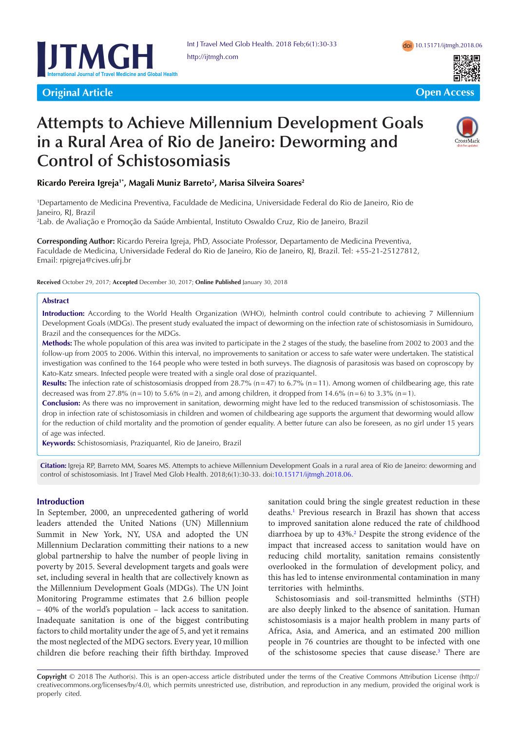Original Article

Open Access

# Attempts to Achieve Millennium Development Goals in a Rural Area of Rio de Janeiro: Deworming and Control of Schistosomiasis

**Ricardo Pereira Igreja[1*], Magali Muniz Barreto[2], Marisa Silveira Soares[2]**

[1]Departamento de Medicina Preventiva, Faculdade de Medicina, Universidade Federal do Rio de Janeiro, Rio de Janeiro, RJ, Brazil
[2]Lab. de Avaliação e Promoção da Saúde Ambiental, Instituto Oswaldo Cruz, Rio de Janeiro, Brazil

**Corresponding Author:** Ricardo Pereira Igreja, PhD, Associate Professor, Departamento de Medicina Preventiva, Faculdade de Medicina, Universidade Federal do Rio de Janeiro, Rio de Janeiro, RJ, Brazil. Tel: +55-21-25127812, Email: rpigreja@cives.ufrj.br

**Received** October 29, 2017; **Accepted** December 30, 2017; **Online Published** January 30, 2018

## Abstract

**Introduction:** According to the World Health Organization (WHO), helminth control could contribute to achieving 7 Millennium Development Goals (MDGs). The present study evaluated the impact of deworming on the infection rate of schistosomiasis in Sumidouro, Brazil and the consequences for the MDGs.

**Methods:** The whole population of this area was invited to participate in the 2 stages of the study, the baseline from 2002 to 2003 and the follow-up from 2005 to 2006. Within this interval, no improvements to sanitation or access to safe water were undertaken. The statistical investigation was confined to the 164 people who were tested in both surveys. The diagnosis of parasitosis was based on coproscopy by Kato-Katz smears. Infected people were treated with a single oral dose of praziquantel.

**Results:** The infection rate of schistosomiasis dropped from 28.7% (n = 47) to 6.7% (n = 11). Among women of childbearing age, this rate decreased was from 27.8% (n = 10) to 5.6% (n = 2), and among children, it dropped from 14.6% (n = 6) to 3.3% (n = 1).

**Conclusion:** As there was no improvement in sanitation, deworming might have led to the reduced transmission of schistosomiasis. The drop in infection rate of schistosomiasis in children and women of childbearing age supports the argument that deworming would allow for the reduction of child mortality and the promotion of gender equality. A better future can also be foreseen, as no girl under 15 years of age was infected.

**Keywords:** Schistosomiasis, Praziquantel, Rio de Janeiro, Brazil

**Citation:** Igreja RP, Barreto MM, Soares MS. Attempts to achieve Millennium Development Goals in a rural area of Rio de Janeiro: deworming and control of schistosomiasis. Int J Travel Med Glob Health. 2018;6(1):30-33. doi:10.15171/ijtmgh.2018.06.

## Introduction

In September, 2000, an unprecedented gathering of world leaders attended the United Nations (UN) Millennium Summit in New York, NY, USA and adopted the UN Millennium Declaration committing their nations to a new global partnership to halve the number of people living in poverty by 2015. Several development targets and goals were set, including several in health that are collectively known as the Millennium Development Goals (MDGs). The UN Joint Monitoring Programme estimates that 2.6 billion people – 40% of the world's population – lack access to sanitation. Inadequate sanitation is one of the biggest contributing factors to child mortality under the age of 5, and yet it remains the most neglected of the MDG sectors. Every year, 10 million children die before reaching their fifth birthday. Improved sanitation could bring the single greatest reduction in these deaths.[1] Previous research in Brazil has shown that access to improved sanitation alone reduced the rate of childhood diarrhoea by up to 43%.[2] Despite the strong evidence of the impact that increased access to sanitation would have on reducing child mortality, sanitation remains consistently overlooked in the formulation of development policy, and this has led to intense environmental contamination in many territories with helminths.

Schistosomiasis and soil-transmitted helminths (STH) are also deeply linked to the absence of sanitation. Human schistosomiasis is a major health problem in many parts of Africa, Asia, and America, and an estimated 200 million people in 76 countries are thought to be infected with one of the schistosome species that cause disease.[3] There are

**Copyright** © 2018 The Author(s). This is an open-access article distributed under the terms of the Creative Commons Attribution License (http://creativecommons.org/licenses/by/4.0), which permits unrestricted use, distribution, and reproduction in any medium, provided the original work is properly cited.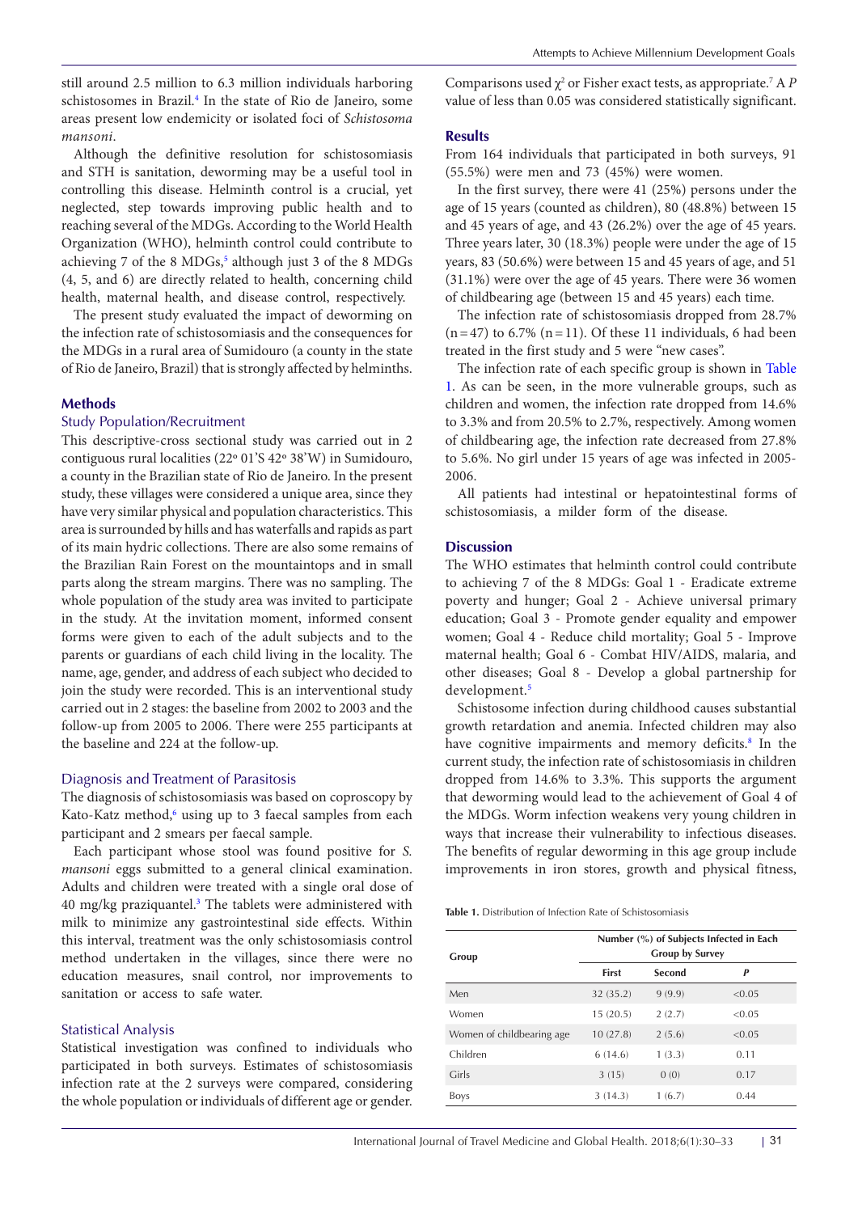still around 2.5 million to 6.3 million individuals harboring schistosomes in Brazil.[4] In the state of Rio de Janeiro, some areas present low endemicity or isolated foci of *Schistosoma mansoni*.

Although the definitive resolution for schistosomiasis and STH is sanitation, deworming may be a useful tool in controlling this disease. Helminth control is a crucial, yet neglected, step towards improving public health and to reaching several of the MDGs. According to the World Health Organization (WHO), helminth control could contribute to achieving 7 of the 8 MDGs,[5] although just 3 of the 8 MDGs (4, 5, and 6) are directly related to health, concerning child health, maternal health, and disease control, respectively.

The present study evaluated the impact of deworming on the infection rate of schistosomiasis and the consequences for the MDGs in a rural area of Sumidouro (a county in the state of Rio de Janeiro, Brazil) that is strongly affected by helminths.

## Methods

### Study Population/Recruitment

This descriptive-cross sectional study was carried out in 2 contiguous rural localities (22º 01'S 42º 38'W) in Sumidouro, a county in the Brazilian state of Rio de Janeiro. In the present study, these villages were considered a unique area, since they have very similar physical and population characteristics. This area is surrounded by hills and has waterfalls and rapids as part of its main hydric collections. There are also some remains of the Brazilian Rain Forest on the mountaintops and in small parts along the stream margins. There was no sampling. The whole population of the study area was invited to participate in the study. At the invitation moment, informed consent forms were given to each of the adult subjects and to the parents or guardians of each child living in the locality. The name, age, gender, and address of each subject who decided to join the study were recorded. This is an interventional study carried out in 2 stages: the baseline from 2002 to 2003 and the follow-up from 2005 to 2006. There were 255 participants at the baseline and 224 at the follow-up.

### Diagnosis and Treatment of Parasitosis

The diagnosis of schistosomiasis was based on coproscopy by Kato-Katz method,[6] using up to 3 faecal samples from each participant and 2 smears per faecal sample.

Each participant whose stool was found positive for *S. mansoni* eggs submitted to a general clinical examination. Adults and children were treated with a single oral dose of 40 mg/kg praziquantel.[3] The tablets were administered with milk to minimize any gastrointestinal side effects. Within this interval, treatment was the only schistosomiasis control method undertaken in the villages, since there were no education measures, snail control, nor improvements to sanitation or access to safe water.

### Statistical Analysis

Statistical investigation was confined to individuals who participated in both surveys. Estimates of schistosomiasis infection rate at the 2 surveys were compared, considering the whole population or individuals of different age or gender. Comparisons used $\chi^2$ or Fisher exact tests, as appropriate.[7] A *P* value of less than 0.05 was considered statistically significant.

## Results

From 164 individuals that participated in both surveys, 91 (55.5%) were men and 73 (45%) were women.

In the first survey, there were 41 (25%) persons under the age of 15 years (counted as children), 80 (48.8%) between 15 and 45 years of age, and 43 (26.2%) over the age of 45 years. Three years later, 30 (18.3%) people were under the age of 15 years, 83 (50.6%) were between 15 and 45 years of age, and 51 (31.1%) were over the age of 45 years. There were 36 women of childbearing age (between 15 and 45 years) each time.

The infection rate of schistosomiasis dropped from 28.7% (n = 47) to 6.7% (n = 11). Of these 11 individuals, 6 had been treated in the first study and 5 were "new cases".

The infection rate of each specific group is shown in Table 1. As can be seen, in the more vulnerable groups, such as children and women, the infection rate dropped from 14.6% to 3.3% and from 20.5% to 2.7%, respectively. Among women of childbearing age, the infection rate decreased from 27.8% to 5.6%. No girl under 15 years of age was infected in 2005-2006.

All patients had intestinal or hepatointestinal forms of schistosomiasis, a milder form of the disease.

## Discussion

The WHO estimates that helminth control could contribute to achieving 7 of the 8 MDGs: Goal 1 - Eradicate extreme poverty and hunger; Goal 2 - Achieve universal primary education; Goal 3 - Promote gender equality and empower women; Goal 4 - Reduce child mortality; Goal 5 - Improve maternal health; Goal 6 - Combat HIV/AIDS, malaria, and other diseases; Goal 8 - Develop a global partnership for development.[5]

Schistosome infection during childhood causes substantial growth retardation and anemia. Infected children may also have cognitive impairments and memory deficits.[8] In the current study, the infection rate of schistosomiasis in children dropped from 14.6% to 3.3%. This supports the argument that deworming would lead to the achievement of Goal 4 of the MDGs. Worm infection weakens very young children in ways that increase their vulnerability to infectious diseases. The benefits of regular deworming in this age group include improvements in iron stores, growth and physical fitness,

**Table 1.** Distribution of Infection Rate of Schistosomiasis

| Group | Number (%) of Subjects Infected in Each Group by Survey | | |
|---|---|---|---|
| | First | Second | *P* |
| Men | 32 (35.2) | 9 (9.9) | <0.05 |
| Women | 15 (20.5) | 2 (2.7) | <0.05 |
| Women of childbearing age | 10 (27.8) | 2 (5.6) | <0.05 |
| Children | 6 (14.6) | 1 (3.3) | 0.11 |
| Girls | 3 (15) | 0 (0) | 0.17 |
| Boys | 3 (14.3) | 1 (6.7) | 0.44 |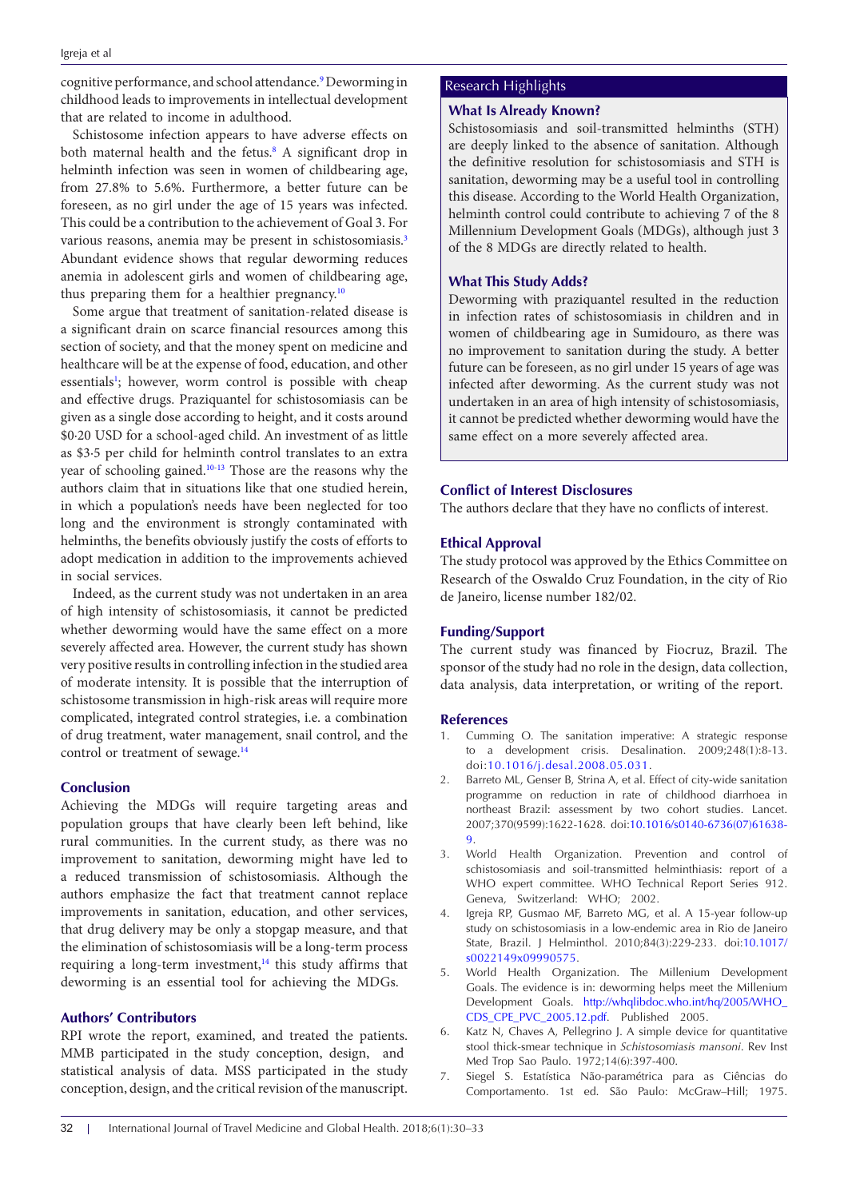cognitive performance, and school attendance.[9] Deworming in childhood leads to improvements in intellectual development that are related to income in adulthood.

Schistosome infection appears to have adverse effects on both maternal health and the fetus.[8] A significant drop in helminth infection was seen in women of childbearing age, from 27.8% to 5.6%. Furthermore, a better future can be foreseen, as no girl under the age of 15 years was infected. This could be a contribution to the achievement of Goal 3. For various reasons, anemia may be present in schistosomiasis.[3] Abundant evidence shows that regular deworming reduces anemia in adolescent girls and women of childbearing age, thus preparing them for a healthier pregnancy.[10]

Some argue that treatment of sanitation-related disease is a significant drain on scarce financial resources among this section of society, and that the money spent on medicine and healthcare will be at the expense of food, education, and other essentials[1]; however, worm control is possible with cheap and effective drugs. Praziquantel for schistosomiasis can be given as a single dose according to height, and it costs around $0·20 USD for a school-aged child. An investment of as little as $3·5 per child for helminth control translates to an extra year of schooling gained.[10-13] Those are the reasons why the authors claim that in situations like that one studied herein, in which a population's needs have been neglected for too long and the environment is strongly contaminated with helminths, the benefits obviously justify the costs of efforts to adopt medication in addition to the improvements achieved in social services.

Indeed, as the current study was not undertaken in an area of high intensity of schistosomiasis, it cannot be predicted whether deworming would have the same effect on a more severely affected area. However, the current study has shown very positive results in controlling infection in the studied area of moderate intensity. It is possible that the interruption of schistosome transmission in high-risk areas will require more complicated, integrated control strategies, i.e. a combination of drug treatment, water management, snail control, and the control or treatment of sewage.[14]

## Conclusion

Achieving the MDGs will require targeting areas and population groups that have clearly been left behind, like rural communities. In the current study, as there was no improvement to sanitation, deworming might have led to a reduced transmission of schistosomiasis. Although the authors emphasize the fact that treatment cannot replace improvements in sanitation, education, and other services, that drug delivery may be only a stopgap measure, and that the elimination of schistosomiasis will be a long-term process requiring a long-term investment,[14] this study affirms that deworming is an essential tool for achieving the MDGs.

## Authors' Contributors

RPI wrote the report, examined, and treated the patients. MMB participated in the study conception, design, and statistical analysis of data. MSS participated in the study conception, design, and the critical revision of the manuscript.

## Research Highlights

### What Is Already Known?

Schistosomiasis and soil-transmitted helminths (STH) are deeply linked to the absence of sanitation. Although the definitive resolution for schistosomiasis and STH is sanitation, deworming may be a useful tool in controlling this disease. According to the World Health Organization, helminth control could contribute to achieving 7 of the 8 Millennium Development Goals (MDGs), although just 3 of the 8 MDGs are directly related to health.

### What This Study Adds?

Deworming with praziquantel resulted in the reduction in infection rates of schistosomiasis in children and in women of childbearing age in Sumidouro, as there was no improvement to sanitation during the study. A better future can be foreseen, as no girl under 15 years of age was infected after deworming. As the current study was not undertaken in an area of high intensity of schistosomiasis, it cannot be predicted whether deworming would have the same effect on a more severely affected area.

## Conflict of Interest Disclosures

The authors declare that they have no conflicts of interest.

## Ethical Approval

The study protocol was approved by the Ethics Committee on Research of the Oswaldo Cruz Foundation, in the city of Rio de Janeiro, license number 182/02.

## Funding/Support

The current study was financed by Fiocruz, Brazil. The sponsor of the study had no role in the design, data collection, data analysis, data interpretation, or writing of the report.

## References

1. Cumming O. The sanitation imperative: A strategic response to a development crisis. Desalination. 2009;248(1):8-13. doi:10.1016/j.desal.2008.05.031.
2. Barreto ML, Genser B, Strina A, et al. Effect of city-wide sanitation programme on reduction in rate of childhood diarrhoea in northeast Brazil: assessment by two cohort studies. Lancet. 2007;370(9599):1622-1628. doi:10.1016/s0140-6736(07)61638-9.
3. World Health Organization. Prevention and control of schistosomiasis and soil-transmitted helminthiasis: report of a WHO expert committee. WHO Technical Report Series 912. Geneva, Switzerland: WHO; 2002.
4. Igreja RP, Gusmao MF, Barreto MG, et al. A 15-year follow-up study on schistosomiasis in a low-endemic area in Rio de Janeiro State, Brazil. J Helminthol. 2010;84(3):229-233. doi:10.1017/s0022149x09990575.
5. World Health Organization. The Millenium Development Goals. The evidence is in: deworming helps meet the Millenium Development Goals. http://whqlibdoc.who.int/hq/2005/WHO_CDS_CPE_PVC_2005.12.pdf. Published 2005.
6. Katz N, Chaves A, Pellegrino J. A simple device for quantitative stool thick-smear technique in *Schistosomiasis mansoni*. Rev Inst Med Trop Sao Paulo. 1972;14(6):397-400.
7. Siegel S. Estatística Não-paramétrica para as Ciências do Comportamento. 1st ed. São Paulo: McGraw–Hill; 1975.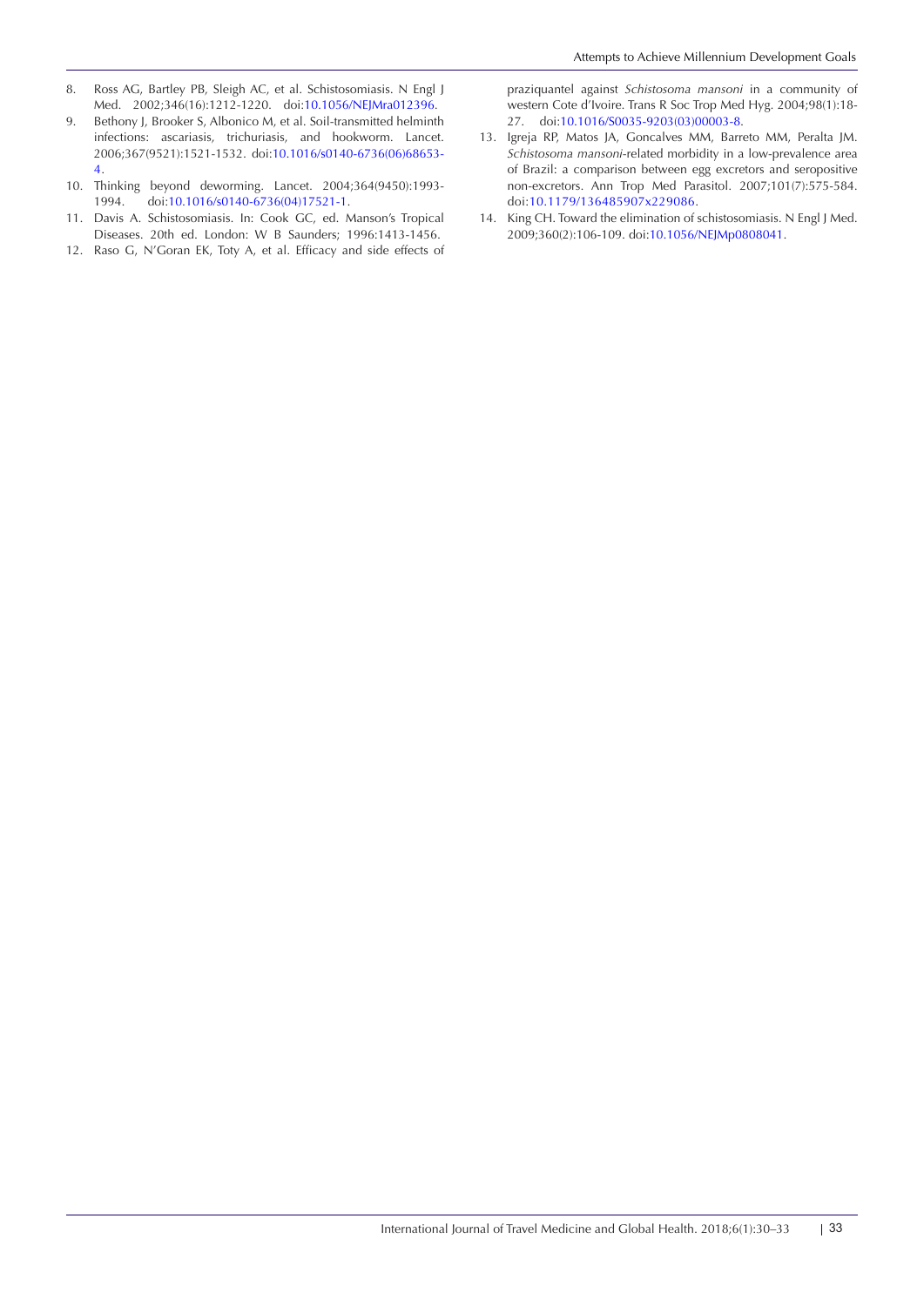8. Ross AG, Bartley PB, Sleigh AC, et al. Schistosomiasis. N Engl J Med. 2002;346(16):1212-1220. doi:10.1056/NEJMra012396.
9. Bethony J, Brooker S, Albonico M, et al. Soil-transmitted helminth infections: ascariasis, trichuriasis, and hookworm. Lancet. 2006;367(9521):1521-1532. doi:10.1016/s0140-6736(06)68653-4.
10. Thinking beyond deworming. Lancet. 2004;364(9450):1993-1994. doi:10.1016/s0140-6736(04)17521-1.
11. Davis A. Schistosomiasis. In: Cook GC, ed. Manson's Tropical Diseases. 20th ed. London: W B Saunders; 1996:1413-1456.
12. Raso G, N'Goran EK, Toty A, et al. Efficacy and side effects of praziquantel against *Schistosoma mansoni* in a community of western Cote d'Ivoire. Trans R Soc Trop Med Hyg. 2004;98(1):18-27. doi:10.1016/S0035-9203(03)00003-8.
13. Igreja RP, Matos JA, Goncalves MM, Barreto MM, Peralta JM. *Schistosoma mansoni*-related morbidity in a low-prevalence area of Brazil: a comparison between egg excretors and seropositive non-excretors. Ann Trop Med Parasitol. 2007;101(7):575-584. doi:10.1179/136485907x229086.
14. King CH. Toward the elimination of schistosomiasis. N Engl J Med. 2009;360(2):106-109. doi:10.1056/NEJMp0808041.